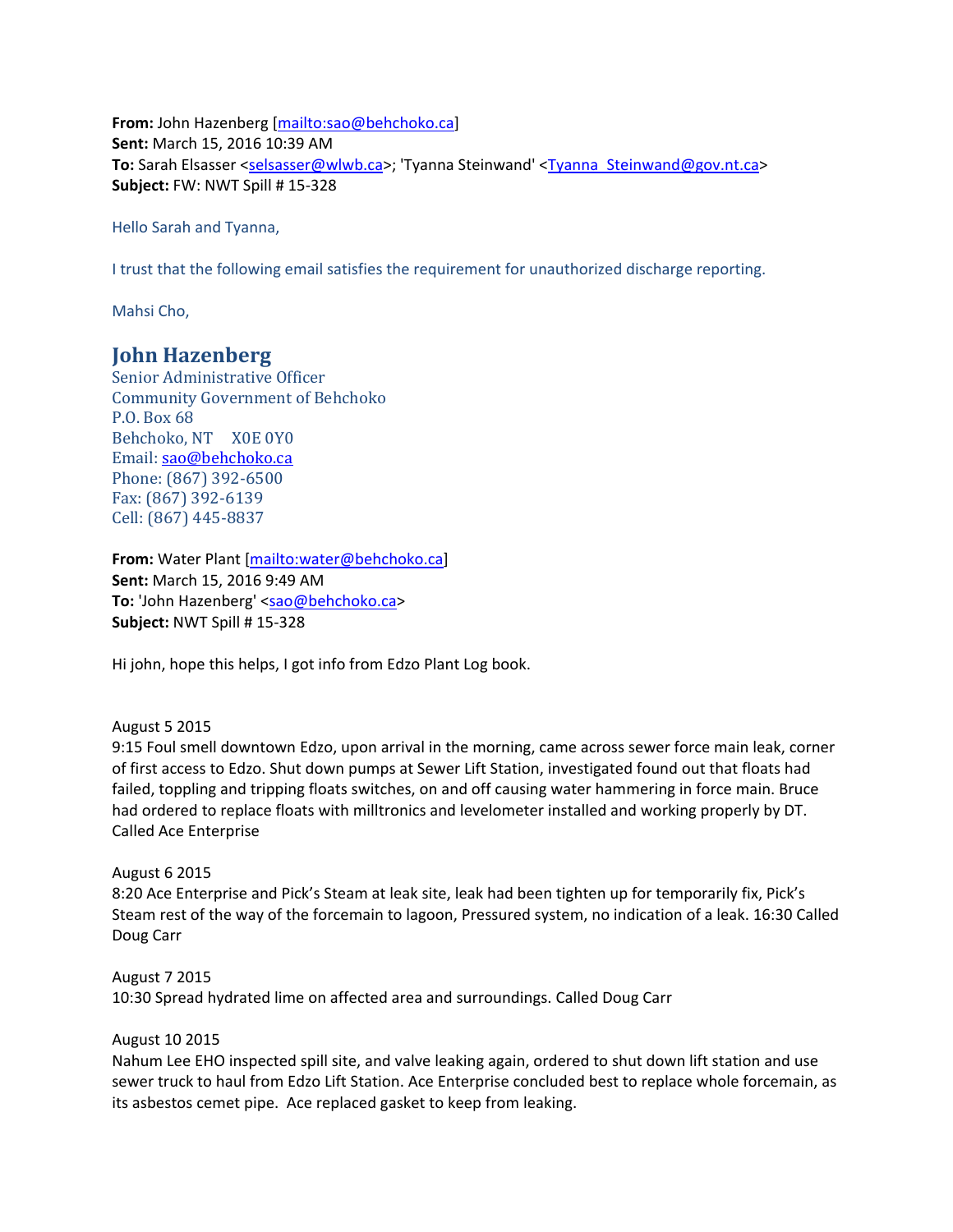**From:** John Hazenberg [mailto:sao@behchoko.ca]
**Sent:** March 15, 2016 10:39 AM
**To:** Sarah Elsasser <selsasser@wlwb.ca>; 'Tyanna Steinwand' <Tyanna_Steinwand@gov.nt.ca>
**Subject:** FW: NWT Spill # 15-328

Hello Sarah and Tyanna,

I trust that the following email satisfies the requirement for unauthorized discharge reporting.

Mahsi Cho,

## John Hazenberg

Senior Administrative Officer
Community Government of Behchoko
P.O. Box 68
Behchoko, NT X0E 0Y0
Email: sao@behchoko.ca
Phone: (867) 392-6500
Fax: (867) 392-6139
Cell: (867) 445-8837

**From:** Water Plant [mailto:water@behchoko.ca]
**Sent:** March 15, 2016 9:49 AM
**To:** 'John Hazenberg' <sao@behchoko.ca>
**Subject:** NWT Spill # 15-328

Hi john, hope this helps, I got info from Edzo Plant Log book.

August 5 2015
9:15 Foul smell downtown Edzo, upon arrival in the morning, came across sewer force main leak, corner of first access to Edzo. Shut down pumps at Sewer Lift Station, investigated found out that floats had failed, toppling and tripping floats switches, on and off causing water hammering in force main. Bruce had ordered to replace floats with milltronics and levelometer installed and working properly by DT. Called Ace Enterprise

August 6 2015
8:20 Ace Enterprise and Pick's Steam at leak site, leak had been tighten up for temporarily fix, Pick's Steam rest of the way of the forcemain to lagoon, Pressured system, no indication of a leak. 16:30 Called Doug Carr

August 7 2015
10:30 Spread hydrated lime on affected area and surroundings. Called Doug Carr

August 10 2015
Nahum Lee EHO inspected spill site, and valve leaking again, ordered to shut down lift station and use sewer truck to haul from Edzo Lift Station. Ace Enterprise concluded best to replace whole forcemain, as its asbestos cemet pipe. Ace replaced gasket to keep from leaking.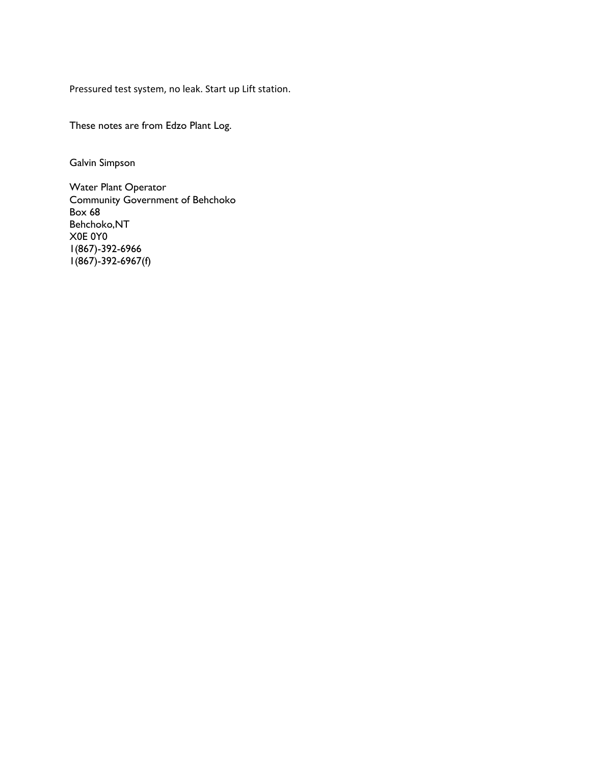Pressured test system, no leak. Start up Lift station.

These notes are from Edzo Plant Log.

Galvin Simpson

Water Plant Operator
Community Government of Behchoko
Box 68
Behchoko,NT
X0E 0Y0
1(867)-392-6966
1(867)-392-6967(f)